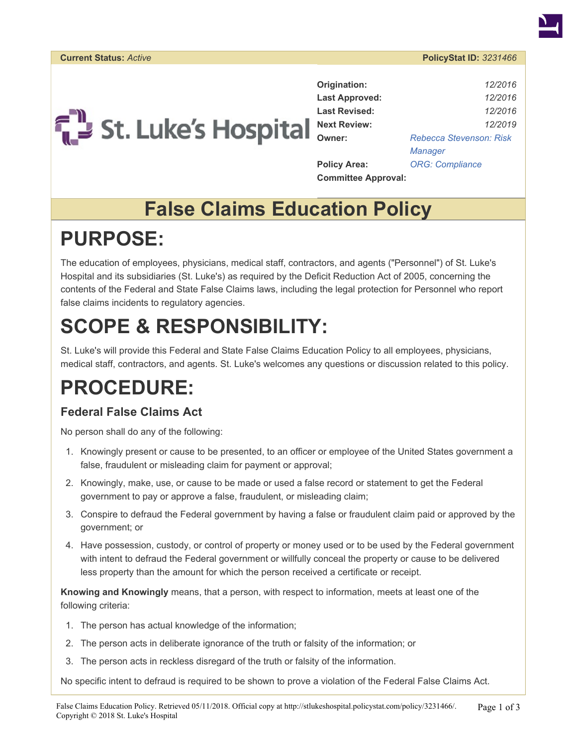**Current Status:** *Active* **PolicyStat ID:** *3231466*

St. Luke's Hospital

| | |
|---|---|
| **Origination:** | *12/2016* |
| **Last Approved:** | *12/2016* |
| **Last Revised:** | *12/2016* |
| **Next Review:** | *12/2019* |
| **Owner:** | *Rebecca Stevenson: Risk Manager* |
| **Policy Area:** | *ORG: Compliance* |
| **Committee Approval:** | |

# False Claims Education Policy

# PURPOSE:

The education of employees, physicians, medical staff, contractors, and agents ("Personnel") of St. Luke's Hospital and its subsidiaries (St. Luke's) as required by the Deficit Reduction Act of 2005, concerning the contents of the Federal and State False Claims laws, including the legal protection for Personnel who report false claims incidents to regulatory agencies.

# SCOPE & RESPONSIBILITY:

St. Luke's will provide this Federal and State False Claims Education Policy to all employees, physicians, medical staff, contractors, and agents. St. Luke's welcomes any questions or discussion related to this policy.

# PROCEDURE:

### Federal False Claims Act

No person shall do any of the following:

1. Knowingly present or cause to be presented, to an officer or employee of the United States government a false, fraudulent or misleading claim for payment or approval;
2. Knowingly, make, use, or cause to be made or used a false record or statement to get the Federal government to pay or approve a false, fraudulent, or misleading claim;
3. Conspire to defraud the Federal government by having a false or fraudulent claim paid or approved by the government; or
4. Have possession, custody, or control of property or money used or to be used by the Federal government with intent to defraud the Federal government or willfully conceal the property or cause to be delivered less property than the amount for which the person received a certificate or receipt.

**Knowing and Knowingly** means, that a person, with respect to information, meets at least one of the following criteria:

1. The person has actual knowledge of the information;
2. The person acts in deliberate ignorance of the truth or falsity of the information; or
3. The person acts in reckless disregard of the truth or falsity of the information.

No specific intent to defraud is required to be shown to prove a violation of the Federal False Claims Act.

False Claims Education Policy. Retrieved 05/11/2018. Official copy at http://stlukeshospital.policystat.com/policy/3231466/. Copyright © 2018 St. Luke's Hospital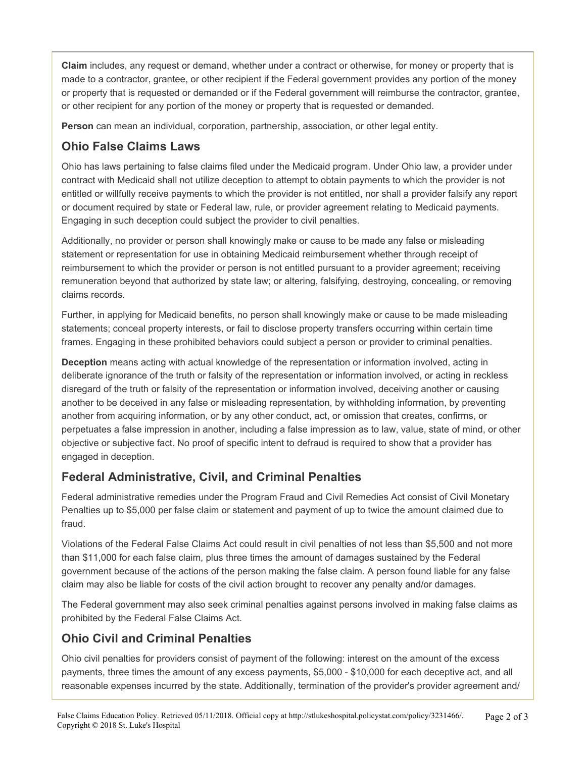**Claim** includes, any request or demand, whether under a contract or otherwise, for money or property that is made to a contractor, grantee, or other recipient if the Federal government provides any portion of the money or property that is requested or demanded or if the Federal government will reimburse the contractor, grantee, or other recipient for any portion of the money or property that is requested or demanded.

**Person** can mean an individual, corporation, partnership, association, or other legal entity.

## Ohio False Claims Laws

Ohio has laws pertaining to false claims filed under the Medicaid program. Under Ohio law, a provider under contract with Medicaid shall not utilize deception to attempt to obtain payments to which the provider is not entitled or willfully receive payments to which the provider is not entitled, nor shall a provider falsify any report or document required by state or Federal law, rule, or provider agreement relating to Medicaid payments. Engaging in such deception could subject the provider to civil penalties.

Additionally, no provider or person shall knowingly make or cause to be made any false or misleading statement or representation for use in obtaining Medicaid reimbursement whether through receipt of reimbursement to which the provider or person is not entitled pursuant to a provider agreement; receiving remuneration beyond that authorized by state law; or altering, falsifying, destroying, concealing, or removing claims records.

Further, in applying for Medicaid benefits, no person shall knowingly make or cause to be made misleading statements; conceal property interests, or fail to disclose property transfers occurring within certain time frames. Engaging in these prohibited behaviors could subject a person or provider to criminal penalties.

**Deception** means acting with actual knowledge of the representation or information involved, acting in deliberate ignorance of the truth or falsity of the representation or information involved, or acting in reckless disregard of the truth or falsity of the representation or information involved, deceiving another or causing another to be deceived in any false or misleading representation, by withholding information, by preventing another from acquiring information, or by any other conduct, act, or omission that creates, confirms, or perpetuates a false impression in another, including a false impression as to law, value, state of mind, or other objective or subjective fact. No proof of specific intent to defraud is required to show that a provider has engaged in deception.

## Federal Administrative, Civil, and Criminal Penalties

Federal administrative remedies under the Program Fraud and Civil Remedies Act consist of Civil Monetary Penalties up to $5,000 per false claim or statement and payment of up to twice the amount claimed due to fraud.

Violations of the Federal False Claims Act could result in civil penalties of not less than $5,500 and not more than $11,000 for each false claim, plus three times the amount of damages sustained by the Federal government because of the actions of the person making the false claim. A person found liable for any false claim may also be liable for costs of the civil action brought to recover any penalty and/or damages.

The Federal government may also seek criminal penalties against persons involved in making false claims as prohibited by the Federal False Claims Act.

## Ohio Civil and Criminal Penalties

Ohio civil penalties for providers consist of payment of the following: interest on the amount of the excess payments, three times the amount of any excess payments, $5,000 - $10,000 for each deceptive act, and all reasonable expenses incurred by the state. Additionally, termination of the provider's provider agreement and/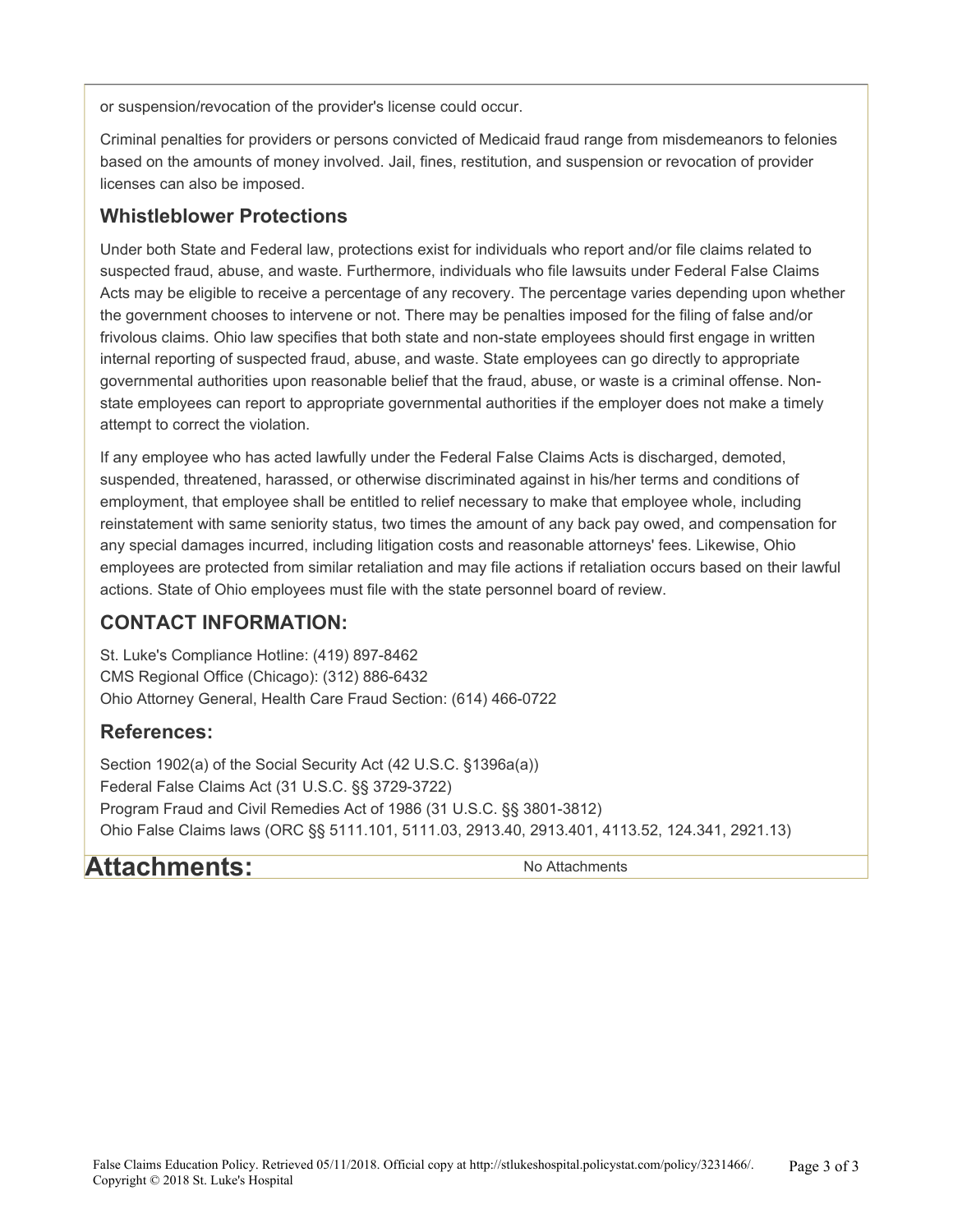or suspension/revocation of the provider's license could occur.

Criminal penalties for providers or persons convicted of Medicaid fraud range from misdemeanors to felonies based on the amounts of money involved. Jail, fines, restitution, and suspension or revocation of provider licenses can also be imposed.

## Whistleblower Protections

Under both State and Federal law, protections exist for individuals who report and/or file claims related to suspected fraud, abuse, and waste. Furthermore, individuals who file lawsuits under Federal False Claims Acts may be eligible to receive a percentage of any recovery. The percentage varies depending upon whether the government chooses to intervene or not. There may be penalties imposed for the filing of false and/or frivolous claims. Ohio law specifies that both state and non-state employees should first engage in written internal reporting of suspected fraud, abuse, and waste. State employees can go directly to appropriate governmental authorities upon reasonable belief that the fraud, abuse, or waste is a criminal offense. Non-state employees can report to appropriate governmental authorities if the employer does not make a timely attempt to correct the violation.

If any employee who has acted lawfully under the Federal False Claims Acts is discharged, demoted, suspended, threatened, harassed, or otherwise discriminated against in his/her terms and conditions of employment, that employee shall be entitled to relief necessary to make that employee whole, including reinstatement with same seniority status, two times the amount of any back pay owed, and compensation for any special damages incurred, including litigation costs and reasonable attorneys' fees. Likewise, Ohio employees are protected from similar retaliation and may file actions if retaliation occurs based on their lawful actions. State of Ohio employees must file with the state personnel board of review.

## CONTACT INFORMATION:

St. Luke's Compliance Hotline: (419) 897-8462
CMS Regional Office (Chicago): (312) 886-6432
Ohio Attorney General, Health Care Fraud Section: (614) 466-0722

## References:

Section 1902(a) of the Social Security Act (42 U.S.C. §1396a(a))
Federal False Claims Act (31 U.S.C. §§ 3729-3722)
Program Fraud and Civil Remedies Act of 1986 (31 U.S.C. §§ 3801-3812)
Ohio False Claims laws (ORC §§ 5111.101, 5111.03, 2913.40, 2913.401, 4113.52, 124.341, 2921.13)

# Attachments:

No Attachments

False Claims Education Policy. Retrieved 05/11/2018. Official copy at http://stlukeshospital.policystat.com/policy/3231466/. Copyright © 2018 St. Luke's Hospital